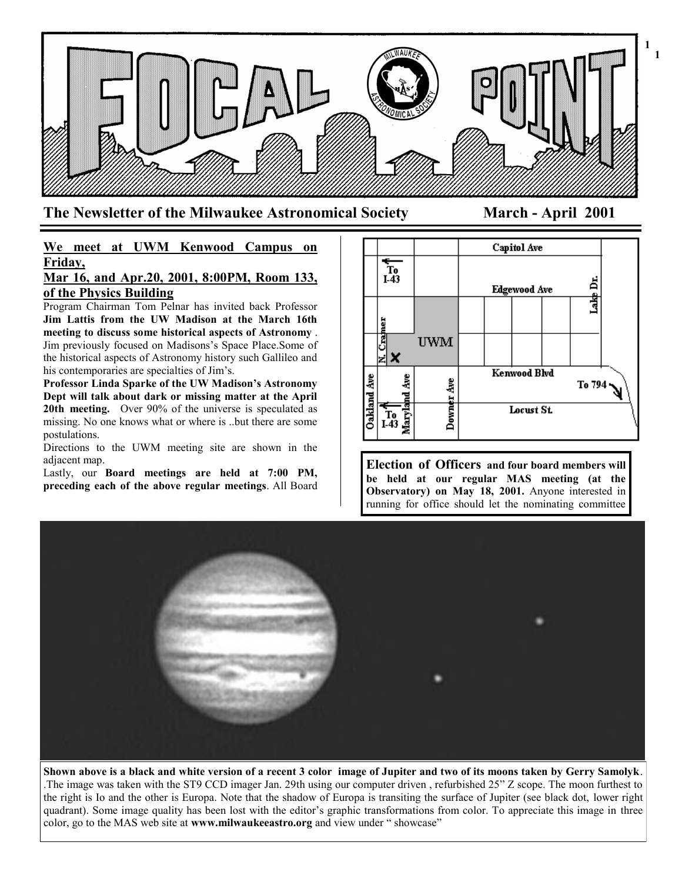# FOCAL POINT

**The Newsletter of the Milwaukee Astronomical Society** **March - April 2001**

## We meet at UWM Kenwood Campus on Friday, Mar 16, and Apr.20, 2001, 8:00PM, Room 133, of the Physics Building

Program Chairman Tom Pelnar has invited back Professor **Jim Lattis from the UW Madison at the March 16th meeting to discuss some historical aspects of Astronomy** . Jim previously focused on Madisons's Space Place.Some of the historical aspects of Astronomy history such Gallileo and his contemporaries are specialties of Jim's.

**Professor Linda Sparke of the UW Madison's Astronomy Dept will talk about dark or missing matter at the April 20th meeting.** Over 90% of the universe is speculated as missing. No one knows what or where is ..but there are some postulations.

Directions to the UWM meeting site are shown in the adjacent map.

Lastly, our **Board meetings are held at 7:00 PM, preceding each of the above regular meetings**. All Board

**Election of Officers and four board members will be held at our regular MAS meeting (at the Observatory) on May 18, 2001.** Anyone interested in running for office should let the nominating committee

**Shown above is a black and white version of a recent 3 color image of Jupiter and two of its moons taken by Gerry Samolyk**. .The image was taken with the ST9 CCD imager Jan. 29th using our computer driven , refurbished 25" Z scope. The moon furthest to the right is Io and the other is Europa. Note that the shadow of Europa is transiting the surface of Jupiter (see black dot, lower right quadrant). Some image quality has been lost with the editor's graphic transformations from color. To appreciate this image in three color, go to the MAS web site at **www.milwaukeeastro.org** and view under " showcase"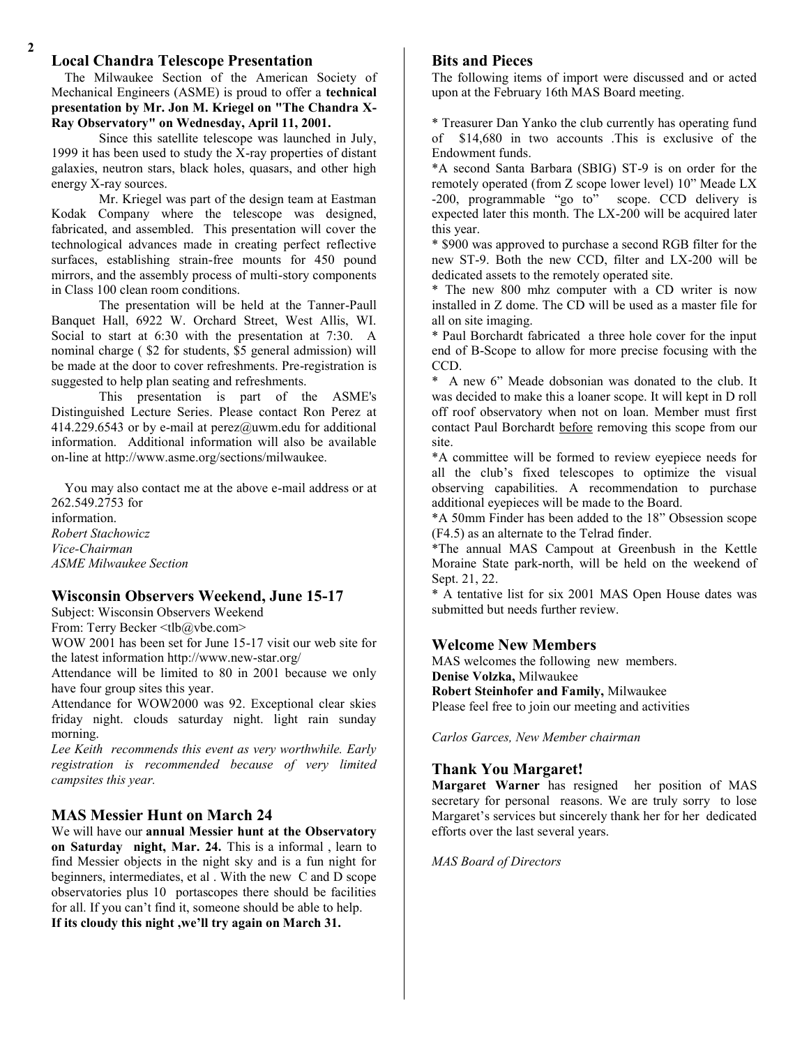## Local Chandra Telescope Presentation

The Milwaukee Section of the American Society of Mechanical Engineers (ASME) is proud to offer a **technical presentation by Mr. Jon M. Kriegel on "The Chandra X-Ray Observatory" on Wednesday, April 11, 2001.**

Since this satellite telescope was launched in July, 1999 it has been used to study the X-ray properties of distant galaxies, neutron stars, black holes, quasars, and other high energy X-ray sources.

Mr. Kriegel was part of the design team at Eastman Kodak Company where the telescope was designed, fabricated, and assembled. This presentation will cover the technological advances made in creating perfect reflective surfaces, establishing strain-free mounts for 450 pound mirrors, and the assembly process of multi-story components in Class 100 clean room conditions.

The presentation will be held at the Tanner-Paull Banquet Hall, 6922 W. Orchard Street, West Allis, WI. Social to start at 6:30 with the presentation at 7:30. A nominal charge ( $2 for students, $5 general admission) will be made at the door to cover refreshments. Pre-registration is suggested to help plan seating and refreshments.

This presentation is part of the ASME's Distinguished Lecture Series. Please contact Ron Perez at 414.229.6543 or by e-mail at perez@uwm.edu for additional information. Additional information will also be available on-line at http://www.asme.org/sections/milwaukee.

You may also contact me at the above e-mail address or at 262.549.2753 for information.

*Robert Stachowicz*
*Vice-Chairman*
*ASME Milwaukee Section*

## Wisconsin Observers Weekend, June 15-17

Subject: Wisconsin Observers Weekend
From: Terry Becker <tlb@vbe.com>

WOW 2001 has been set for June 15-17 visit our web site for the latest information http://www.new-star.org/

Attendance will be limited to 80 in 2001 because we only have four group sites this year.

Attendance for WOW2000 was 92. Exceptional clear skies friday night. clouds saturday night. light rain sunday morning.

*Lee Keith recommends this event as very worthwhile. Early registration is recommended because of very limited campsites this year.*

## MAS Messier Hunt on March 24

We will have our **annual Messier hunt at the Observatory on Saturday night, Mar. 24.** This is a informal , learn to find Messier objects in the night sky and is a fun night for beginners, intermediates, et al . With the new C and D scope observatories plus 10 portascopes there should be facilities for all. If you can't find it, someone should be able to help.
**If its cloudy this night ,we'll try again on March 31.**

## Bits and Pieces

The following items of import were discussed and or acted upon at the February 16th MAS Board meeting.

* Treasurer Dan Yanko the club currently has operating fund of $14,680 in two accounts .This is exclusive of the Endowment funds.

*A second Santa Barbara (SBIG) ST-9 is on order for the remotely operated (from Z scope lower level) 10" Meade LX -200, programmable "go to" scope. CCD delivery is expected later this month. The LX-200 will be acquired later this year.

* $900 was approved to purchase a second RGB filter for the new ST-9. Both the new CCD, filter and LX-200 will be dedicated assets to the remotely operated site.

* The new 800 mhz computer with a CD writer is now installed in Z dome. The CD will be used as a master file for all on site imaging.

* Paul Borchardt fabricated a three hole cover for the input end of B-Scope to allow for more precise focusing with the CCD.

* A new 6" Meade dobsonian was donated to the club. It was decided to make this a loaner scope. It will kept in D roll off roof observatory when not on loan. Member must first contact Paul Borchardt before removing this scope from our site.

*A committee will be formed to review eyepiece needs for all the club's fixed telescopes to optimize the visual observing capabilities. A recommendation to purchase additional eyepieces will be made to the Board.

*A 50mm Finder has been added to the 18" Obsession scope (F4.5) as an alternate to the Telrad finder.

*The annual MAS Campout at Greenbush in the Kettle Moraine State park-north, will be held on the weekend of Sept. 21, 22.

* A tentative list for six 2001 MAS Open House dates was submitted but needs further review.

## Welcome New Members

MAS welcomes the following new members.
**Denise Volzka,** Milwaukee
**Robert Steinhofer and Family,** Milwaukee
Please feel free to join our meeting and activities

*Carlos Garces, New Member chairman*

## Thank You Margaret!

**Margaret Warner** has resigned her position of MAS secretary for personal reasons. We are truly sorry to lose Margaret's services but sincerely thank her for her dedicated efforts over the last several years.

*MAS Board of Directors*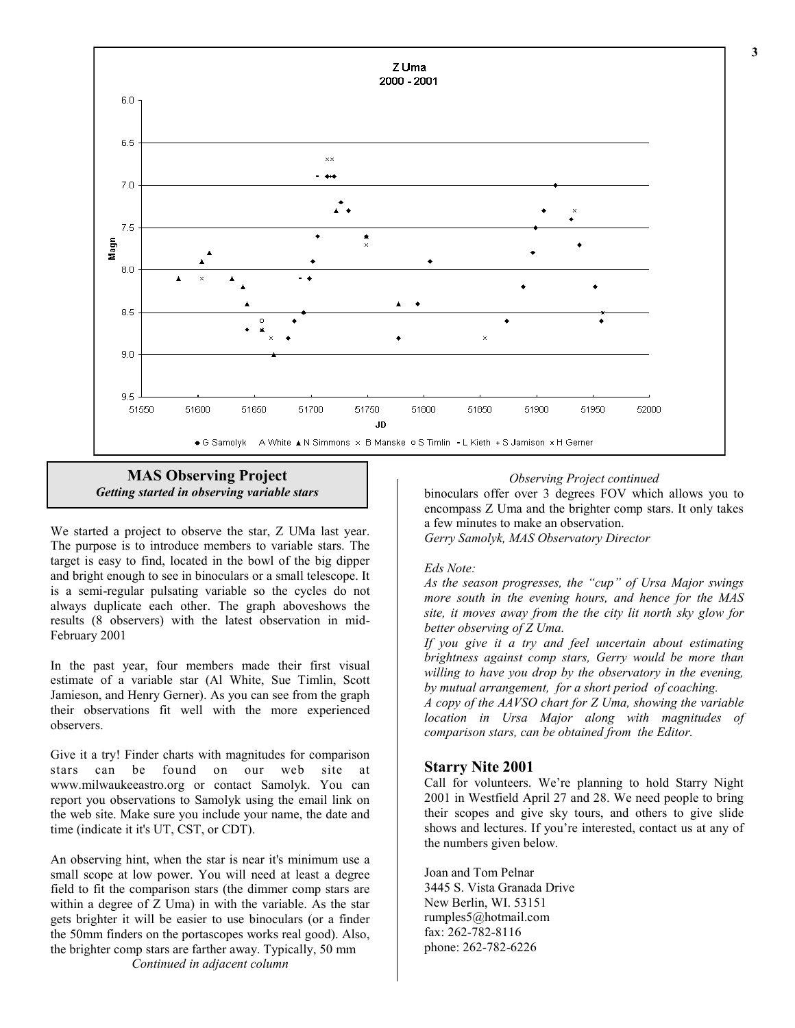Z Uma
2000 - 2001

◆ G Samolyk  A White ▲ N Simmons × B Manske ○ S Timlin - L Kieth + S Jamison ✱ H Gerner

## MAS Observing Project

*Getting started in observing variable stars*

We started a project to observe the star, Z UMa last year. The purpose is to introduce members to variable stars. The target is easy to find, located in the bowl of the big dipper and bright enough to see in binoculars or a small telescope. It is a semi-regular pulsating variable so the cycles do not always duplicate each other. The graph aboveshows the results (8 observers) with the latest observation in mid-February 2001

In the past year, four members made their first visual estimate of a variable star (Al White, Sue Timlin, Scott Jamieson, and Henry Gerner). As you can see from the graph their observations fit well with the more experienced observers.

Give it a try! Finder charts with magnitudes for comparison stars can be found on our web site at www.milwaukeeastro.org or contact Samolyk. You can report you observations to Samolyk using the email link on the web site. Make sure you include your name, the date and time (indicate it it's UT, CST, or CDT).

An observing hint, when the star is near it's minimum use a small scope at low power. You will need at least a degree field to fit the comparison stars (the dimmer comp stars are within a degree of Z Uma) in with the variable. As the star gets brighter it will be easier to use binoculars (or a finder the 50mm finders on the portascopes works real good). Also, the brighter comp stars are farther away. Typically, 50 mm binoculars offer over 3 degrees FOV which allows you to encompass Z Uma and the brighter comp stars. It only takes a few minutes to make an observation.

*Gerry Samolyk, MAS Observatory Director*

*Eds Note:*

*As the season progresses, the "cup" of Ursa Major swings more south in the evening hours, and hence for the MAS site, it moves away from the the city lit north sky glow for better observing of Z Uma.*

*If you give it a try and feel uncertain about estimating brightness against comp stars, Gerry would be more than willing to have you drop by the observatory in the evening, by mutual arrangement, for a short period of coaching.*

*A copy of the AAVSO chart for Z Uma, showing the variable location in Ursa Major along with magnitudes of comparison stars, can be obtained from the Editor.*

## Starry Nite 2001

Call for volunteers. We're planning to hold Starry Night 2001 in Westfield April 27 and 28. We need people to bring their scopes and give sky tours, and others to give slide shows and lectures. If you're interested, contact us at any of the numbers given below.

Joan and Tom Pelnar
3445 S. Vista Granada Drive
New Berlin, WI. 53151
rumples5@hotmail.com
fax: 262-782-8116
phone: 262-782-6226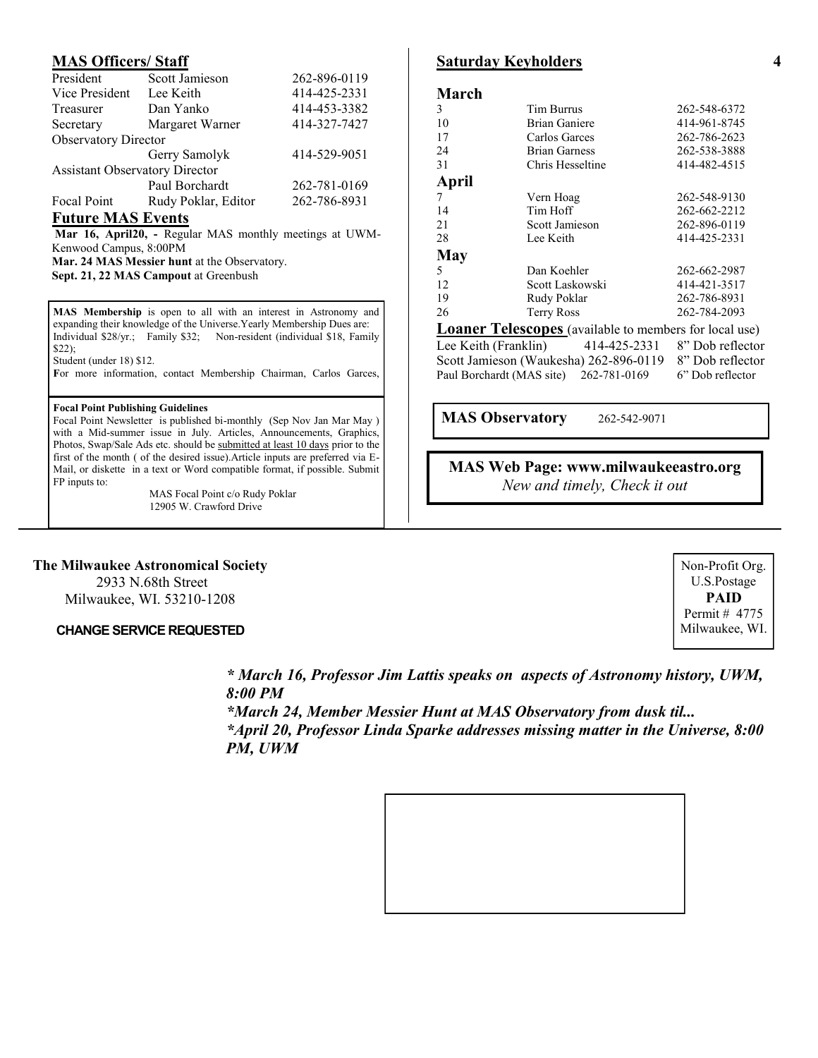## MAS Officers/ Staff

| | | |
|---|---|---|
| President | Scott Jamieson | 262-896-0119 |
| Vice President | Lee Keith | 414-425-2331 |
| Treasurer | Dan Yanko | 414-453-3382 |
| Secretary | Margaret Warner | 414-327-7427 |
| Observatory Director | Gerry Samolyk | 414-529-9051 |
| Assistant Observatory Director | Paul Borchardt | 262-781-0169 |
| Focal Point | Rudy Poklar, Editor | 262-786-8931 |

## Future MAS Events

**Mar 16, April20, -** Regular MAS monthly meetings at UWM-Kenwood Campus, 8:00PM

**Mar. 24 MAS Messier hunt** at the Observatory.

**Sept. 21, 22 MAS Campout** at Greenbush

**MAS Membership** is open to all with an interest in Astronomy and expanding their knowledge of the Universe.Yearly Membership Dues are: Individual $28/yr.; Family $32; Non-resident (individual $18, Family $22);
Student (under 18) $12.
**F**or more information, contact Membership Chairman, Carlos Garces,

**Focal Point Publishing Guidelines**

Focal Point Newsletter is published bi-monthly (Sep Nov Jan Mar May ) with a Mid-summer issue in July. Articles, Announcements, Graphics, Photos, Swap/Sale Ads etc. should be submitted at least 10 days prior to the first of the month ( of the desired issue).Article inputs are preferred via E-Mail, or diskette in a text or Word compatible format, if possible. Submit FP inputs to:

MAS Focal Point c/o Rudy Poklar
12905 W. Crawford Drive

## Saturday Keyholders

### March

| | | |
|---|---|---|
| 3 | Tim Burrus | 262-548-6372 |
| 10 | Brian Ganiere | 414-961-8745 |
| 17 | Carlos Garces | 262-786-2623 |
| 24 | Brian Garness | 262-538-3888 |
| 31 | Chris Hesseltine | 414-482-4515 |

### April

| | | |
|---|---|---|
| 7 | Vern Hoag | 262-548-9130 |
| 14 | Tim Hoff | 262-662-2212 |
| 21 | Scott Jamieson | 262-896-0119 |
| 28 | Lee Keith | 414-425-2331 |

### May

| | | |
|---|---|---|
| 5 | Dan Koehler | 262-662-2987 |
| 12 | Scott Laskowski | 414-421-3517 |
| 19 | Rudy Poklar | 262-786-8931 |
| 26 | Terry Ross | 262-784-2093 |

**Loaner Telescopes** (available to members for local use)

| | | |
|---|---|---|
| Lee Keith (Franklin) | 414-425-2331 | 8" Dob reflector |
| Scott Jamieson (Waukesha) | 262-896-0119 | 8" Dob reflector |
| Paul Borchardt (MAS site) | 262-781-0169 | 6" Dob reflector |

**MAS Observatory** 262-542-9071

**MAS Web Page: www.milwaukeeastro.org**
*New and timely, Check it out*

**The Milwaukee Astronomical Society**
2933 N.68th Street
Milwaukee, WI. 53210-1208

**CHANGE SERVICE REQUESTED**

Non-Profit Org.
U.S.Postage
**PAID**
Permit # 4775
Milwaukee, WI.

***\* March 16, Professor Jim Lattis speaks on aspects of Astronomy history, UWM, 8:00 PM***
***\*March 24, Member Messier Hunt at MAS Observatory from dusk til...***
***\*April 20, Professor Linda Sparke addresses missing matter in the Universe, 8:00 PM, UWM***